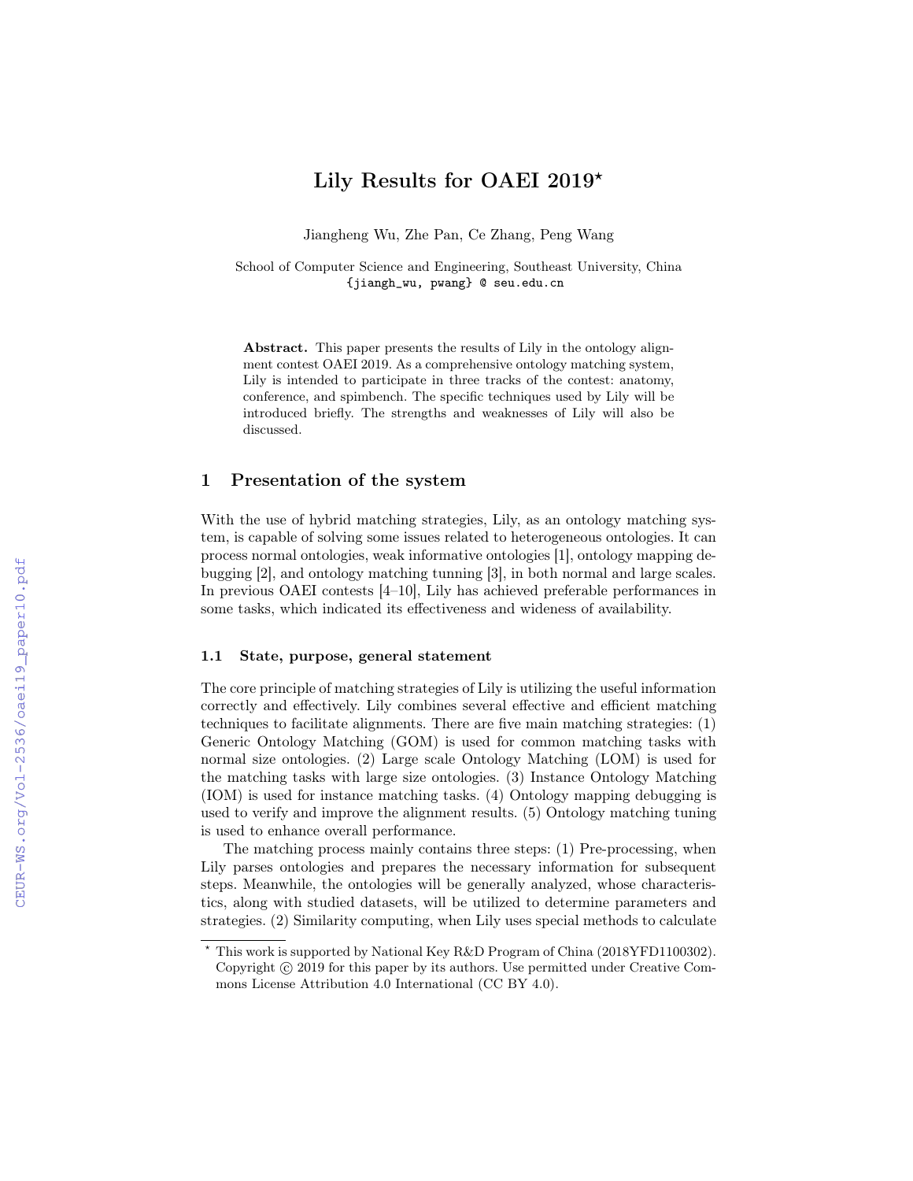# Lily Results for OAEI 2019*

Jiangheng Wu, Zhe Pan, Ce Zhang, Peng Wang

School of Computer Science and Engineering, Southeast University, China
{jiangh_wu, pwang} @ seu.edu.cn

**Abstract.** This paper presents the results of Lily in the ontology alignment contest OAEI 2019. As a comprehensive ontology matching system, Lily is intended to participate in three tracks of the contest: anatomy, conference, and spimbench. The specific techniques used by Lily will be introduced briefly. The strengths and weaknesses of Lily will also be discussed.

## 1 Presentation of the system

With the use of hybrid matching strategies, Lily, as an ontology matching system, is capable of solving some issues related to heterogeneous ontologies. It can process normal ontologies, weak informative ontologies [1], ontology mapping debugging [2], and ontology matching tunning [3], in both normal and large scales. In previous OAEI contests [4–10], Lily has achieved preferable performances in some tasks, which indicated its effectiveness and wideness of availability.

### 1.1 State, purpose, general statement

The core principle of matching strategies of Lily is utilizing the useful information correctly and effectively. Lily combines several effective and efficient matching techniques to facilitate alignments. There are five main matching strategies: (1) Generic Ontology Matching (GOM) is used for common matching tasks with normal size ontologies. (2) Large scale Ontology Matching (LOM) is used for the matching tasks with large size ontologies. (3) Instance Ontology Matching (IOM) is used for instance matching tasks. (4) Ontology mapping debugging is used to verify and improve the alignment results. (5) Ontology matching tuning is used to enhance overall performance.

The matching process mainly contains three steps: (1) Pre-processing, when Lily parses ontologies and prepares the necessary information for subsequent steps. Meanwhile, the ontologies will be generally analyzed, whose characteristics, along with studied datasets, will be utilized to determine parameters and strategies. (2) Similarity computing, when Lily uses special methods to calculate

* This work is supported by National Key R&D Program of China (2018YFD1100302). Copyright © 2019 for this paper by its authors. Use permitted under Creative Commons License Attribution 4.0 International (CC BY 4.0).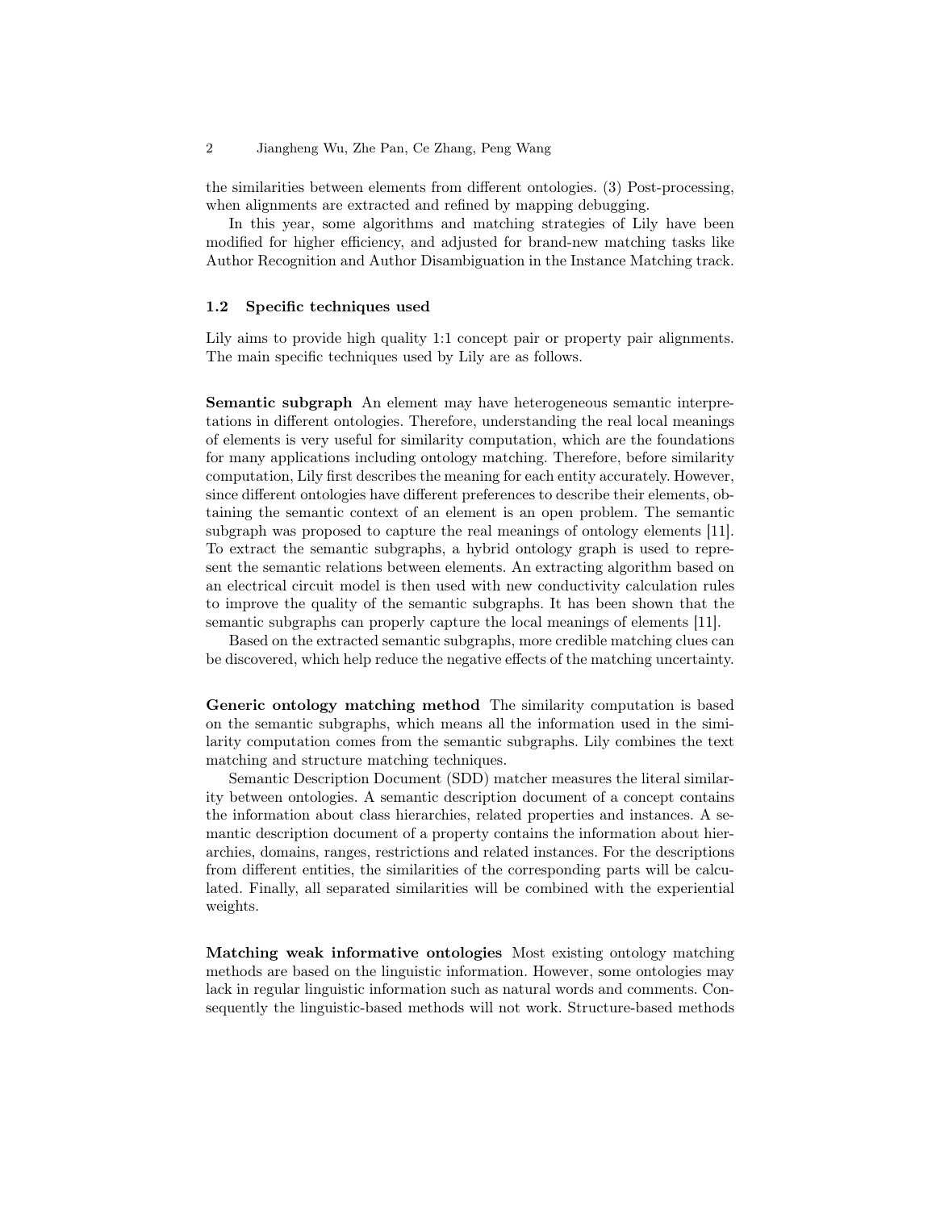the similarities between elements from different ontologies. (3) Post-processing, when alignments are extracted and refined by mapping debugging.

In this year, some algorithms and matching strategies of Lily have been modified for higher efficiency, and adjusted for brand-new matching tasks like Author Recognition and Author Disambiguation in the Instance Matching track.

### 1.2 Specific techniques used

Lily aims to provide high quality 1:1 concept pair or property pair alignments. The main specific techniques used by Lily are as follows.

**Semantic subgraph** An element may have heterogeneous semantic interpretations in different ontologies. Therefore, understanding the real local meanings of elements is very useful for similarity computation, which are the foundations for many applications including ontology matching. Therefore, before similarity computation, Lily first describes the meaning for each entity accurately. However, since different ontologies have different preferences to describe their elements, obtaining the semantic context of an element is an open problem. The semantic subgraph was proposed to capture the real meanings of ontology elements [11]. To extract the semantic subgraphs, a hybrid ontology graph is used to represent the semantic relations between elements. An extracting algorithm based on an electrical circuit model is then used with new conductivity calculation rules to improve the quality of the semantic subgraphs. It has been shown that the semantic subgraphs can properly capture the local meanings of elements [11].

Based on the extracted semantic subgraphs, more credible matching clues can be discovered, which help reduce the negative effects of the matching uncertainty.

**Generic ontology matching method** The similarity computation is based on the semantic subgraphs, which means all the information used in the similarity computation comes from the semantic subgraphs. Lily combines the text matching and structure matching techniques.

Semantic Description Document (SDD) matcher measures the literal similarity between ontologies. A semantic description document of a concept contains the information about class hierarchies, related properties and instances. A semantic description document of a property contains the information about hierarchies, domains, ranges, restrictions and related instances. For the descriptions from different entities, the similarities of the corresponding parts will be calculated. Finally, all separated similarities will be combined with the experiential weights.

**Matching weak informative ontologies** Most existing ontology matching methods are based on the linguistic information. However, some ontologies may lack in regular linguistic information such as natural words and comments. Consequently the linguistic-based methods will not work. Structure-based methods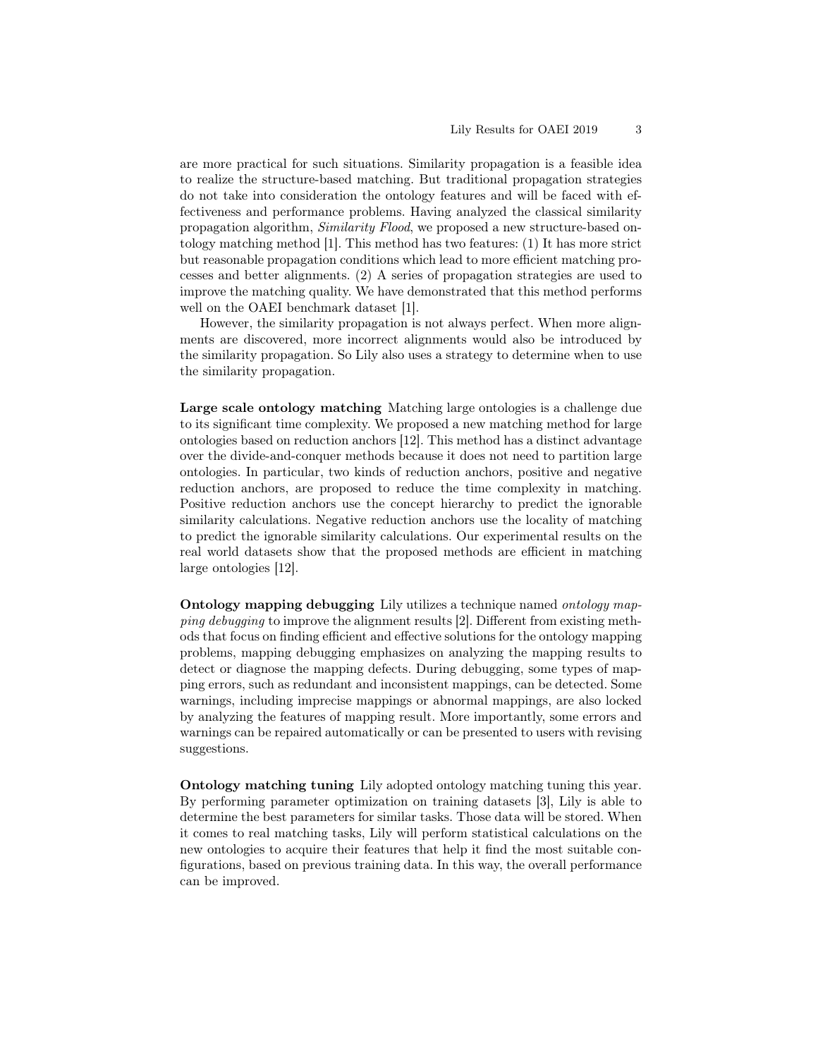are more practical for such situations. Similarity propagation is a feasible idea to realize the structure-based matching. But traditional propagation strategies do not take into consideration the ontology features and will be faced with effectiveness and performance problems. Having analyzed the classical similarity propagation algorithm, *Similarity Flood*, we proposed a new structure-based ontology matching method [1]. This method has two features: (1) It has more strict but reasonable propagation conditions which lead to more efficient matching processes and better alignments. (2) A series of propagation strategies are used to improve the matching quality. We have demonstrated that this method performs well on the OAEI benchmark dataset [1].

However, the similarity propagation is not always perfect. When more alignments are discovered, more incorrect alignments would also be introduced by the similarity propagation. So Lily also uses a strategy to determine when to use the similarity propagation.

**Large scale ontology matching** Matching large ontologies is a challenge due to its significant time complexity. We proposed a new matching method for large ontologies based on reduction anchors [12]. This method has a distinct advantage over the divide-and-conquer methods because it does not need to partition large ontologies. In particular, two kinds of reduction anchors, positive and negative reduction anchors, are proposed to reduce the time complexity in matching. Positive reduction anchors use the concept hierarchy to predict the ignorable similarity calculations. Negative reduction anchors use the locality of matching to predict the ignorable similarity calculations. Our experimental results on the real world datasets show that the proposed methods are efficient in matching large ontologies [12].

**Ontology mapping debugging** Lily utilizes a technique named *ontology mapping debugging* to improve the alignment results [2]. Different from existing methods that focus on finding efficient and effective solutions for the ontology mapping problems, mapping debugging emphasizes on analyzing the mapping results to detect or diagnose the mapping defects. During debugging, some types of mapping errors, such as redundant and inconsistent mappings, can be detected. Some warnings, including imprecise mappings or abnormal mappings, are also locked by analyzing the features of mapping result. More importantly, some errors and warnings can be repaired automatically or can be presented to users with revising suggestions.

**Ontology matching tuning** Lily adopted ontology matching tuning this year. By performing parameter optimization on training datasets [3], Lily is able to determine the best parameters for similar tasks. Those data will be stored. When it comes to real matching tasks, Lily will perform statistical calculations on the new ontologies to acquire their features that help it find the most suitable configurations, based on previous training data. In this way, the overall performance can be improved.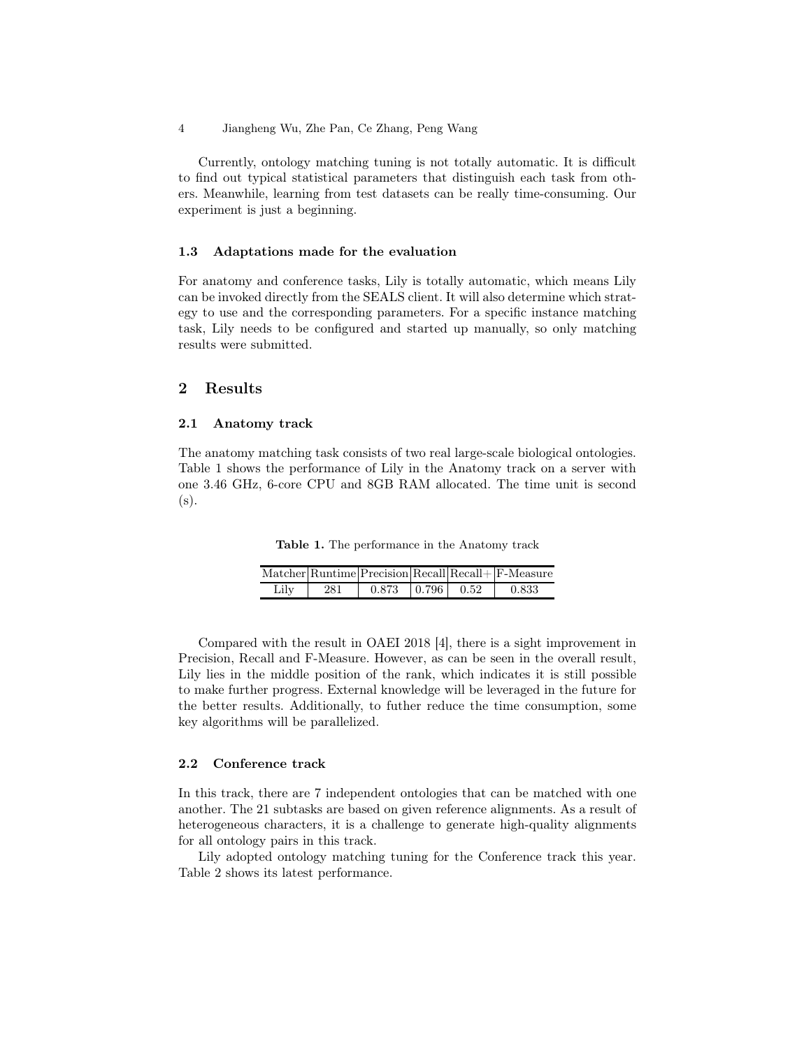Currently, ontology matching tuning is not totally automatic. It is difficult to find out typical statistical parameters that distinguish each task from others. Meanwhile, learning from test datasets can be really time-consuming. Our experiment is just a beginning.

### 1.3 Adaptations made for the evaluation

For anatomy and conference tasks, Lily is totally automatic, which means Lily can be invoked directly from the SEALS client. It will also determine which strategy to use and the corresponding parameters. For a specific instance matching task, Lily needs to be configured and started up manually, so only matching results were submitted.

## 2 Results

### 2.1 Anatomy track

The anatomy matching task consists of two real large-scale biological ontologies. Table 1 shows the performance of Lily in the Anatomy track on a server with one 3.46 GHz, 6-core CPU and 8GB RAM allocated. The time unit is second (s).

**Table 1.** The performance in the Anatomy track

| Matcher | Runtime | Precision | Recall | Recall+ | F-Measure |
|---|---|---|---|---|---|
| Lily | 281 | 0.873 | 0.796 | 0.52 | 0.833 |

Compared with the result in OAEI 2018 [4], there is a sight improvement in Precision, Recall and F-Measure. However, as can be seen in the overall result, Lily lies in the middle position of the rank, which indicates it is still possible to make further progress. External knowledge will be leveraged in the future for the better results. Additionally, to futher reduce the time consumption, some key algorithms will be parallelized.

### 2.2 Conference track

In this track, there are 7 independent ontologies that can be matched with one another. The 21 subtasks are based on given reference alignments. As a result of heterogeneous characters, it is a challenge to generate high-quality alignments for all ontology pairs in this track.

Lily adopted ontology matching tuning for the Conference track this year. Table 2 shows its latest performance.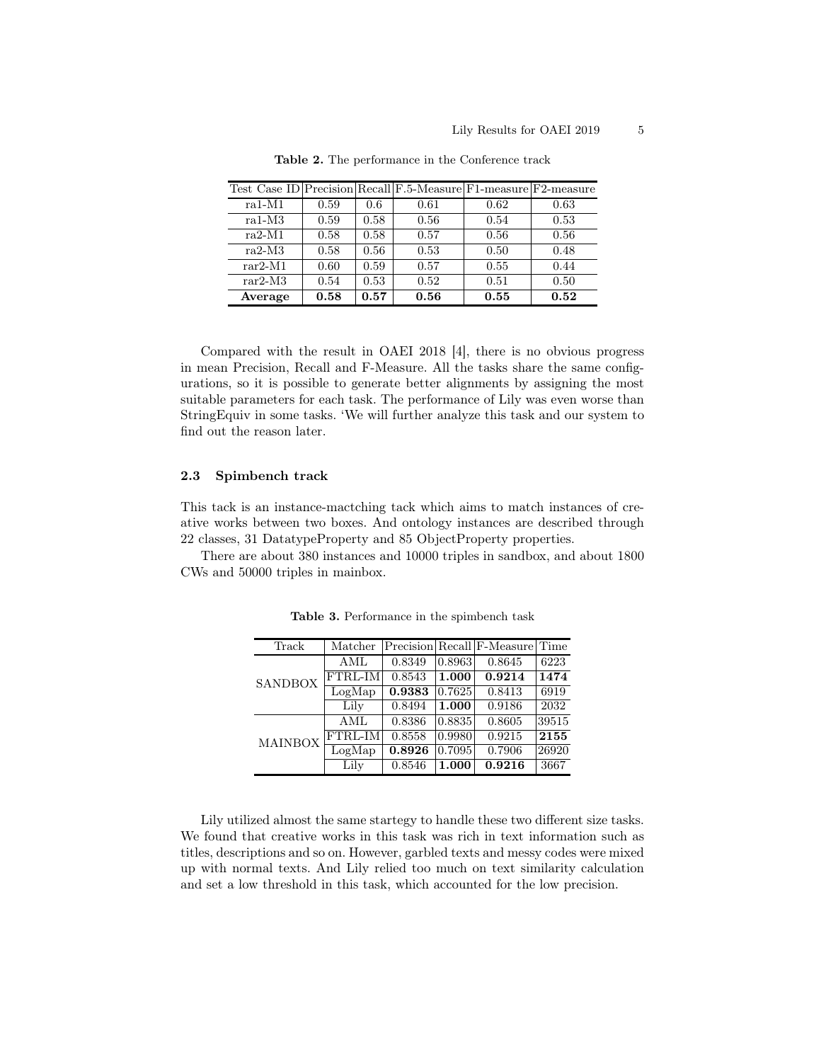**Table 2.** The performance in the Conference track

| Test Case ID | Precision | Recall | F.5-Measure | F1-measure | F2-measure |
|---|---|---|---|---|---|
| ra1-M1 | 0.59 | 0.6 | 0.61 | 0.62 | 0.63 |
| ra1-M3 | 0.59 | 0.58 | 0.56 | 0.54 | 0.53 |
| ra2-M1 | 0.58 | 0.58 | 0.57 | 0.56 | 0.56 |
| ra2-M3 | 0.58 | 0.56 | 0.53 | 0.50 | 0.48 |
| rar2-M1 | 0.60 | 0.59 | 0.57 | 0.55 | 0.44 |
| rar2-M3 | 0.54 | 0.53 | 0.52 | 0.51 | 0.50 |
| **Average** | **0.58** | **0.57** | **0.56** | **0.55** | **0.52** |

Compared with the result in OAEI 2018 [4], there is no obvious progress in mean Precision, Recall and F-Measure. All the tasks share the same configurations, so it is possible to generate better alignments by assigning the most suitable parameters for each task. The performance of Lily was even worse than StringEquiv in some tasks. 'We will further analyze this task and our system to find out the reason later.

### 2.3 Spimbench track

This tack is an instance-mactching tack which aims to match instances of creative works between two boxes. And ontology instances are described through 22 classes, 31 DatatypeProperty and 85 ObjectProperty properties.

There are about 380 instances and 10000 triples in sandbox, and about 1800 CWs and 50000 triples in mainbox.

**Table 3.** Performance in the spimbench task

| Track | Matcher | Precision | Recall | F-Measure | Time |
|---|---|---|---|---|---|
| SANDBOX | AML | 0.8349 | 0.8963 | 0.8645 | 6223 |
| | FTRL-IM | 0.8543 | **1.000** | **0.9214** | **1474** |
| | LogMap | **0.9383** | 0.7625 | 0.8413 | 6919 |
| | Lily | 0.8494 | **1.000** | 0.9186 | 2032 |
| MAINBOX | AML | 0.8386 | 0.8835 | 0.8605 | 39515 |
| | FTRL-IM | 0.8558 | 0.9980 | 0.9215 | **2155** |
| | LogMap | **0.8926** | 0.7095 | 0.7906 | 26920 |
| | Lily | 0.8546 | **1.000** | **0.9216** | 3667 |

Lily utilized almost the same startegy to handle these two different size tasks. We found that creative works in this task was rich in text information such as titles, descriptions and so on. However, garbled texts and messy codes were mixed up with normal texts. And Lily relied too much on text similarity calculation and set a low threshold in this task, which accounted for the low precision.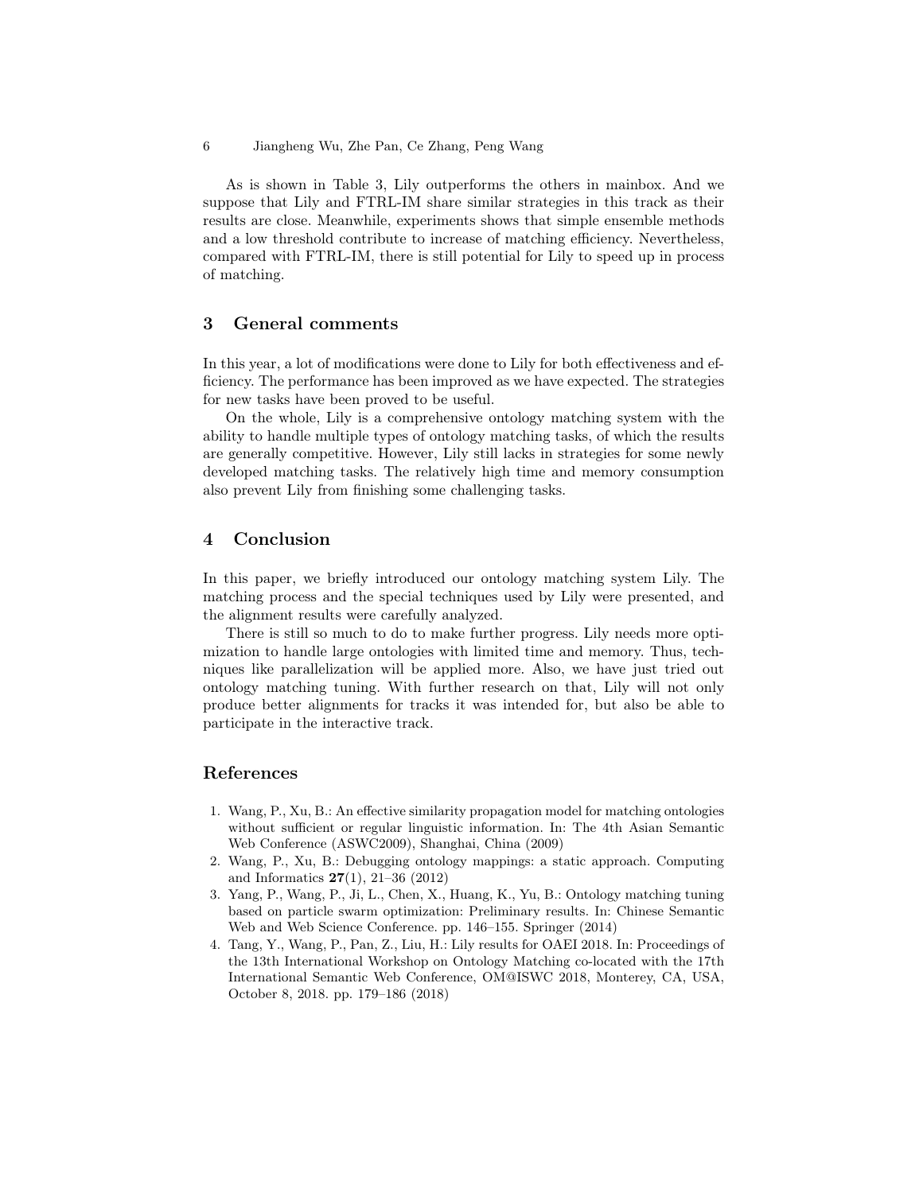As is shown in Table 3, Lily outperforms the others in mainbox. And we suppose that Lily and FTRL-IM share similar strategies in this track as their results are close. Meanwhile, experiments shows that simple ensemble methods and a low threshold contribute to increase of matching efficiency. Nevertheless, compared with FTRL-IM, there is still potential for Lily to speed up in process of matching.

## 3 General comments

In this year, a lot of modifications were done to Lily for both effectiveness and efficiency. The performance has been improved as we have expected. The strategies for new tasks have been proved to be useful.

On the whole, Lily is a comprehensive ontology matching system with the ability to handle multiple types of ontology matching tasks, of which the results are generally competitive. However, Lily still lacks in strategies for some newly developed matching tasks. The relatively high time and memory consumption also prevent Lily from finishing some challenging tasks.

## 4 Conclusion

In this paper, we briefly introduced our ontology matching system Lily. The matching process and the special techniques used by Lily were presented, and the alignment results were carefully analyzed.

There is still so much to do to make further progress. Lily needs more optimization to handle large ontologies with limited time and memory. Thus, techniques like parallelization will be applied more. Also, we have just tried out ontology matching tuning. With further research on that, Lily will not only produce better alignments for tracks it was intended for, but also be able to participate in the interactive track.

## References

1. Wang, P., Xu, B.: An effective similarity propagation model for matching ontologies without sufficient or regular linguistic information. In: The 4th Asian Semantic Web Conference (ASWC2009), Shanghai, China (2009)
2. Wang, P., Xu, B.: Debugging ontology mappings: a static approach. Computing and Informatics **27**(1), 21–36 (2012)
3. Yang, P., Wang, P., Ji, L., Chen, X., Huang, K., Yu, B.: Ontology matching tuning based on particle swarm optimization: Preliminary results. In: Chinese Semantic Web and Web Science Conference. pp. 146–155. Springer (2014)
4. Tang, Y., Wang, P., Pan, Z., Liu, H.: Lily results for OAEI 2018. In: Proceedings of the 13th International Workshop on Ontology Matching co-located with the 17th International Semantic Web Conference, OM@ISWC 2018, Monterey, CA, USA, October 8, 2018. pp. 179–186 (2018)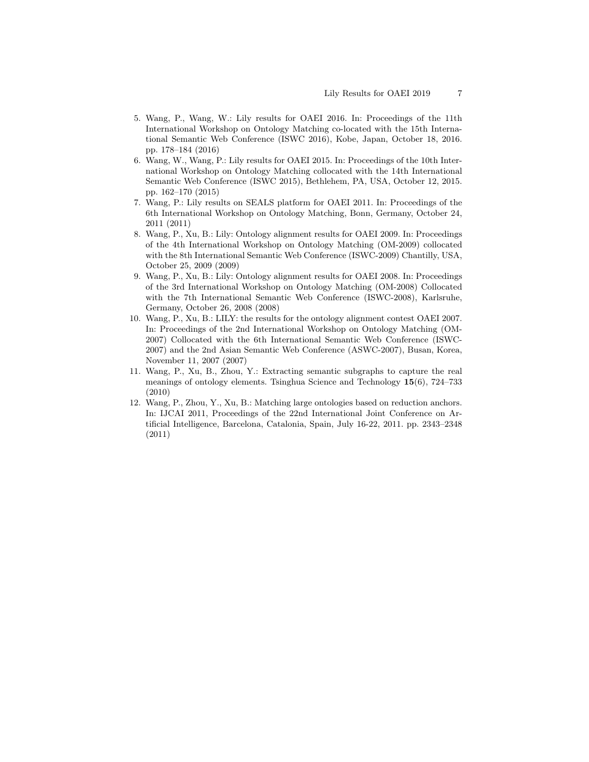5. Wang, P., Wang, W.: Lily results for OAEI 2016. In: Proceedings of the 11th International Workshop on Ontology Matching co-located with the 15th International Semantic Web Conference (ISWC 2016), Kobe, Japan, October 18, 2016. pp. 178–184 (2016)
6. Wang, W., Wang, P.: Lily results for OAEI 2015. In: Proceedings of the 10th International Workshop on Ontology Matching collocated with the 14th International Semantic Web Conference (ISWC 2015), Bethlehem, PA, USA, October 12, 2015. pp. 162–170 (2015)
7. Wang, P.: Lily results on SEALS platform for OAEI 2011. In: Proceedings of the 6th International Workshop on Ontology Matching, Bonn, Germany, October 24, 2011 (2011)
8. Wang, P., Xu, B.: Lily: Ontology alignment results for OAEI 2009. In: Proceedings of the 4th International Workshop on Ontology Matching (OM-2009) collocated with the 8th International Semantic Web Conference (ISWC-2009) Chantilly, USA, October 25, 2009 (2009)
9. Wang, P., Xu, B.: Lily: Ontology alignment results for OAEI 2008. In: Proceedings of the 3rd International Workshop on Ontology Matching (OM-2008) Collocated with the 7th International Semantic Web Conference (ISWC-2008), Karlsruhe, Germany, October 26, 2008 (2008)
10. Wang, P., Xu, B.: LILY: the results for the ontology alignment contest OAEI 2007. In: Proceedings of the 2nd International Workshop on Ontology Matching (OM-2007) Collocated with the 6th International Semantic Web Conference (ISWC-2007) and the 2nd Asian Semantic Web Conference (ASWC-2007), Busan, Korea, November 11, 2007 (2007)
11. Wang, P., Xu, B., Zhou, Y.: Extracting semantic subgraphs to capture the real meanings of ontology elements. Tsinghua Science and Technology **15**(6), 724–733 (2010)
12. Wang, P., Zhou, Y., Xu, B.: Matching large ontologies based on reduction anchors. In: IJCAI 2011, Proceedings of the 22nd International Joint Conference on Artificial Intelligence, Barcelona, Catalonia, Spain, July 16-22, 2011. pp. 2343–2348 (2011)